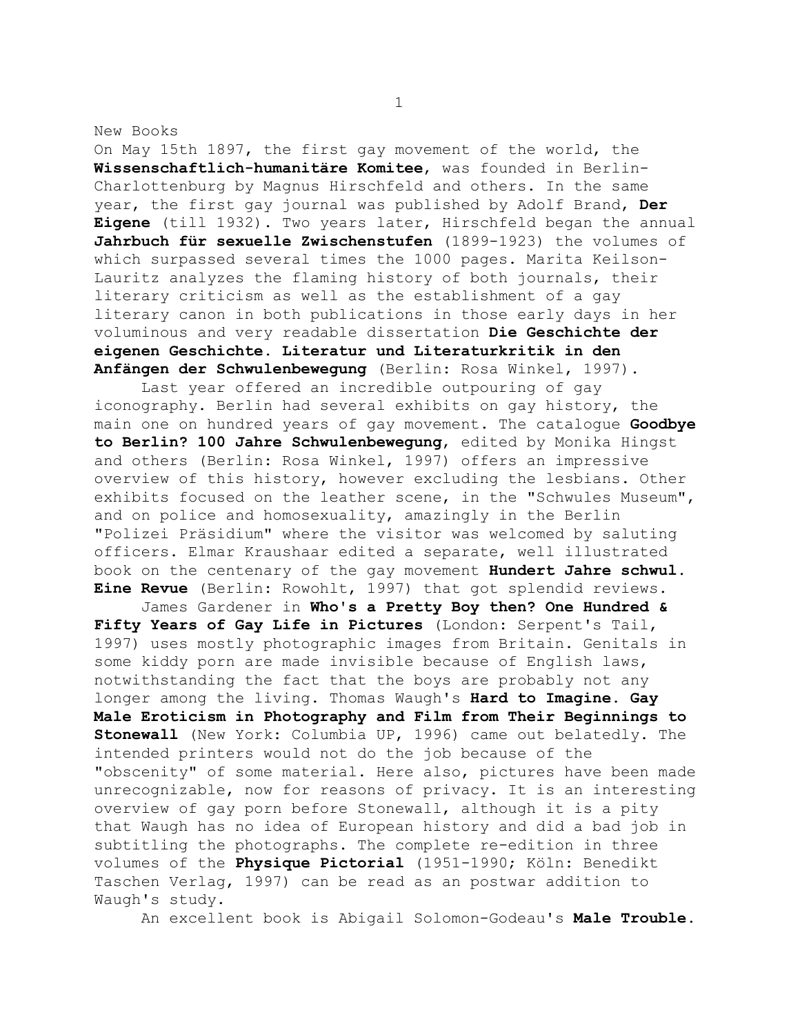New Books

On May 15th 1897, the first gay movement of the world, the **Wissenschaftlich-humanitäre Komitee**, was founded in Berlin-Charlottenburg by Magnus Hirschfeld and others. In the same year, the first gay journal was published by Adolf Brand, **Der Eigene** (till 1932). Two years later, Hirschfeld began the annual **Jahrbuch für sexuelle Zwischenstufen** (1899-1923) the volumes of which surpassed several times the 1000 pages. Marita Keilson-Lauritz analyzes the flaming history of both journals, their literary criticism as well as the establishment of a gay literary canon in both publications in those early days in her voluminous and very readable dissertation **Die Geschichte der eigenen Geschichte. Literatur und Literaturkritik in den Anfängen der Schwulenbewegung** (Berlin: Rosa Winkel, 1997).

Last year offered an incredible outpouring of gay iconography. Berlin had several exhibits on gay history, the main one on hundred years of gay movement. The catalogue **Goodbye to Berlin? 100 Jahre Schwulenbewegung**, edited by Monika Hingst and others (Berlin: Rosa Winkel, 1997) offers an impressive overview of this history, however excluding the lesbians. Other exhibits focused on the leather scene, in the "Schwules Museum", and on police and homosexuality, amazingly in the Berlin "Polizei Präsidium" where the visitor was welcomed by saluting officers. Elmar Kraushaar edited a separate, well illustrated book on the centenary of the gay movement **Hundert Jahre schwul. Eine Revue** (Berlin: Rowohlt, 1997) that got splendid reviews.

James Gardener in **Who's a Pretty Boy then? One Hundred & Fifty Years of Gay Life in Pictures** (London: Serpent's Tail, 1997) uses mostly photographic images from Britain. Genitals in some kiddy porn are made invisible because of English laws, notwithstanding the fact that the boys are probably not any longer among the living. Thomas Waugh's **Hard to Imagine. Gay Male Eroticism in Photography and Film from Their Beginnings to Stonewall** (New York: Columbia UP, 1996) came out belatedly. The intended printers would not do the job because of the "obscenity" of some material. Here also, pictures have been made unrecognizable, now for reasons of privacy. It is an interesting overview of gay porn before Stonewall, although it is a pity that Waugh has no idea of European history and did a bad job in subtitling the photographs. The complete re-edition in three volumes of the **Physique Pictorial** (1951-1990; Köln: Benedikt Taschen Verlag, 1997) can be read as an postwar addition to Waugh's study.

An excellent book is Abigail Solomon-Godeau's **Male Trouble.**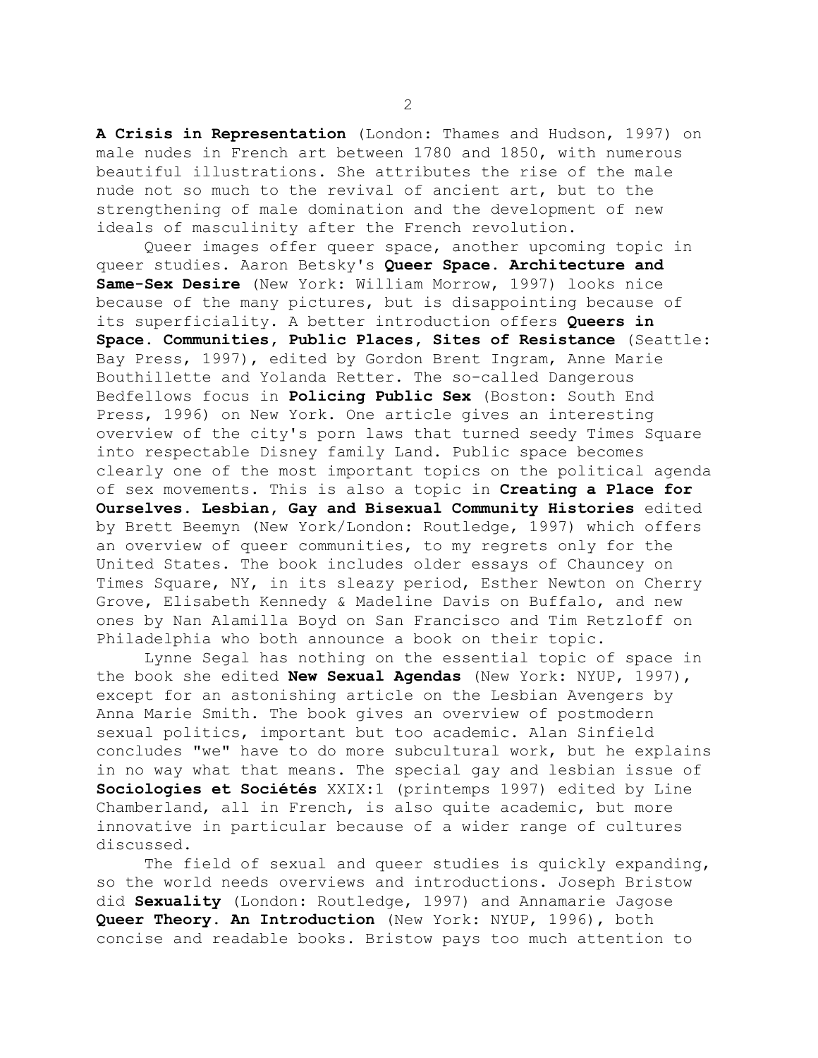**A Crisis in Representation** (London: Thames and Hudson, 1997) on male nudes in French art between 1780 and 1850, with numerous beautiful illustrations. She attributes the rise of the male nude not so much to the revival of ancient art, but to the strengthening of male domination and the development of new ideals of masculinity after the French revolution.

Queer images offer queer space, another upcoming topic in queer studies. Aaron Betsky's **Queer Space. Architecture and Same-Sex Desire** (New York: William Morrow, 1997) looks nice because of the many pictures, but is disappointing because of its superficiality. A better introduction offers **Queers in Space. Communities, Public Places, Sites of Resistance** (Seattle: Bay Press, 1997), edited by Gordon Brent Ingram, Anne Marie Bouthillette and Yolanda Retter. The so-called Dangerous Bedfellows focus in **Policing Public Sex** (Boston: South End Press, 1996) on New York. One article gives an interesting overview of the city's porn laws that turned seedy Times Square into respectable Disney family Land. Public space becomes clearly one of the most important topics on the political agenda of sex movements. This is also a topic in **Creating a Place for Ourselves. Lesbian, Gay and Bisexual Community Histories** edited by Brett Beemyn (New York/London: Routledge, 1997) which offers an overview of queer communities, to my regrets only for the United States. The book includes older essays of Chauncey on Times Square, NY, in its sleazy period, Esther Newton on Cherry Grove, Elisabeth Kennedy & Madeline Davis on Buffalo, and new ones by Nan Alamilla Boyd on San Francisco and Tim Retzloff on Philadelphia who both announce a book on their topic.

Lynne Segal has nothing on the essential topic of space in the book she edited **New Sexual Agendas** (New York: NYUP, 1997), except for an astonishing article on the Lesbian Avengers by Anna Marie Smith. The book gives an overview of postmodern sexual politics, important but too academic. Alan Sinfield concludes "we" have to do more subcultural work, but he explains in no way what that means. The special gay and lesbian issue of **Sociologies et Sociétés** XXIX:1 (printemps 1997) edited by Line Chamberland, all in French, is also quite academic, but more innovative in particular because of a wider range of cultures discussed.

The field of sexual and queer studies is quickly expanding, so the world needs overviews and introductions. Joseph Bristow did **Sexuality** (London: Routledge, 1997) and Annamarie Jagose **Queer Theory. An Introduction** (New York: NYUP, 1996), both concise and readable books. Bristow pays too much attention to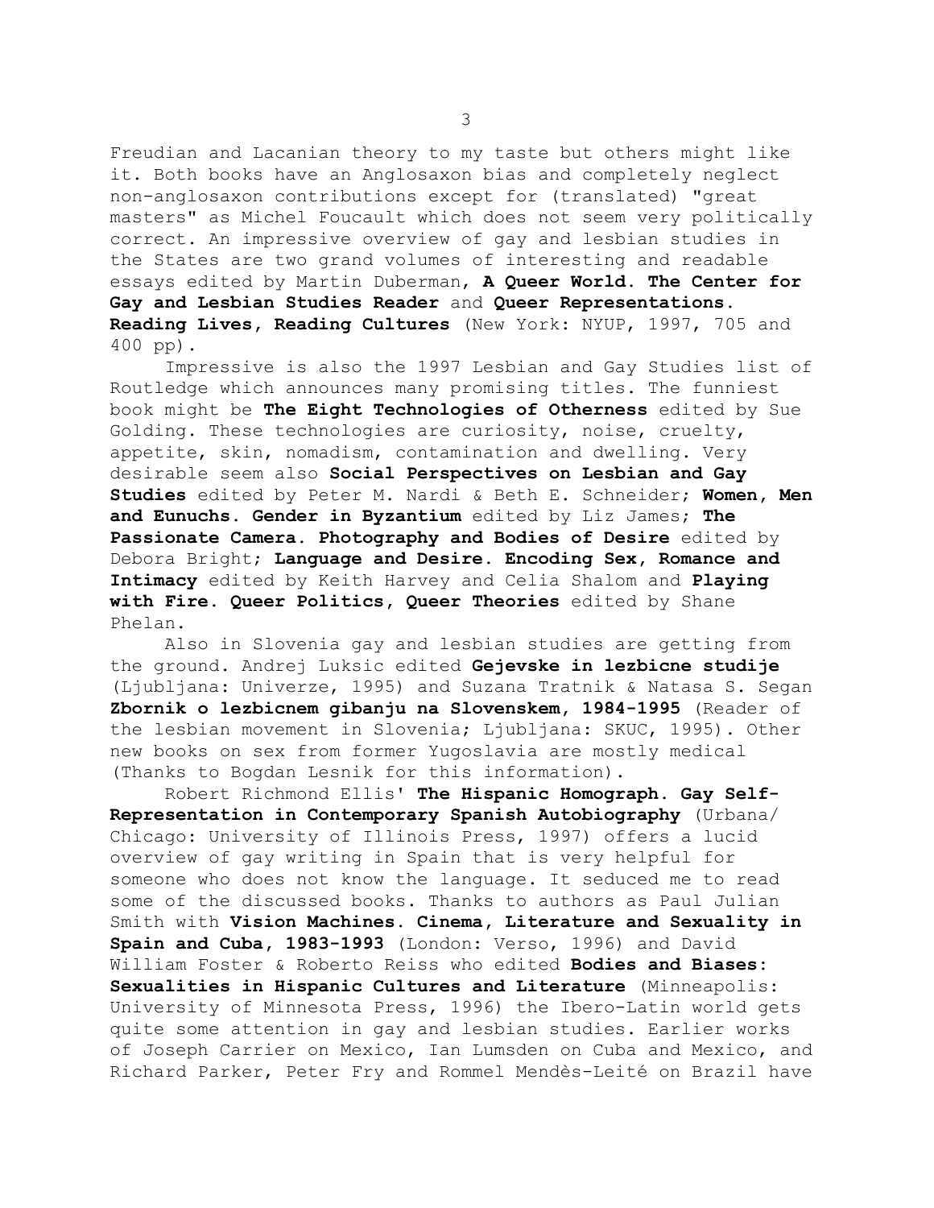Freudian and Lacanian theory to my taste but others might like it. Both books have an Anglosaxon bias and completely neglect non-anglosaxon contributions except for (translated) "great masters" as Michel Foucault which does not seem very politically correct. An impressive overview of gay and lesbian studies in the States are two grand volumes of interesting and readable essays edited by Martin Duberman, **A Queer World. The Center for Gay and Lesbian Studies Reader** and **Queer Representations. Reading Lives, Reading Cultures** (New York: NYUP, 1997, 705 and 400 pp).

Impressive is also the 1997 Lesbian and Gay Studies list of Routledge which announces many promising titles. The funniest book might be **The Eight Technologies of Otherness** edited by Sue Golding. These technologies are curiosity, noise, cruelty, appetite, skin, nomadism, contamination and dwelling. Very desirable seem also **Social Perspectives on Lesbian and Gay Studies** edited by Peter M. Nardi & Beth E. Schneider; **Women, Men and Eunuchs. Gender in Byzantium** edited by Liz James; **The Passionate Camera. Photography and Bodies of Desire** edited by Debora Bright; **Language and Desire. Encoding Sex, Romance and Intimacy** edited by Keith Harvey and Celia Shalom and **Playing with Fire. Queer Politics, Queer Theories** edited by Shane Phelan.

Also in Slovenia gay and lesbian studies are getting from the ground. Andrej Luksic edited **Gejevske in lezbicne studije** (Ljubljana: Univerze, 1995) and Suzana Tratnik & Natasa S. Segan **Zbornik o lezbicnem gibanju na Slovenskem, 1984-1995** (Reader of the lesbian movement in Slovenia; Ljubljana: SKUC, 1995). Other new books on sex from former Yugoslavia are mostly medical (Thanks to Bogdan Lesnik for this information).

Robert Richmond Ellis' **The Hispanic Homograph. Gay Self-Representation in Contemporary Spanish Autobiography** (Urbana/Chicago: University of Illinois Press, 1997) offers a lucid overview of gay writing in Spain that is very helpful for someone who does not know the language. It seduced me to read some of the discussed books. Thanks to authors as Paul Julian Smith with **Vision Machines. Cinema, Literature and Sexuality in Spain and Cuba, 1983-1993** (London: Verso, 1996) and David William Foster & Roberto Reiss who edited **Bodies and Biases: Sexualities in Hispanic Cultures and Literature** (Minneapolis: University of Minnesota Press, 1996) the Ibero-Latin world gets quite some attention in gay and lesbian studies. Earlier works of Joseph Carrier on Mexico, Ian Lumsden on Cuba and Mexico, and Richard Parker, Peter Fry and Rommel Mendès-Leité on Brazil have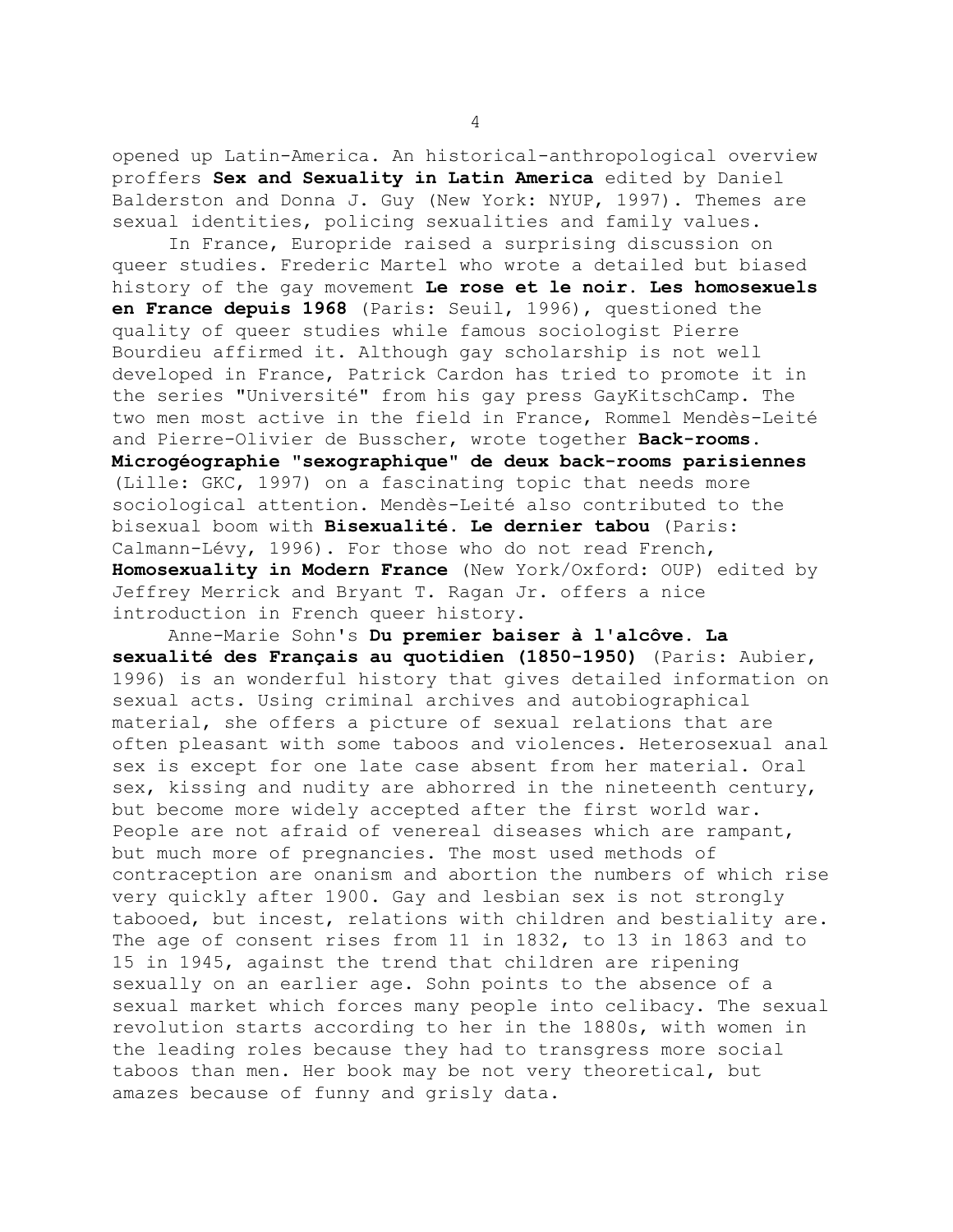opened up Latin-America. An historical-anthropological overview proffers **Sex and Sexuality in Latin America** edited by Daniel Balderston and Donna J. Guy (New York: NYUP, 1997). Themes are sexual identities, policing sexualities and family values.

In France, Europride raised a surprising discussion on queer studies. Frederic Martel who wrote a detailed but biased history of the gay movement **Le rose et le noir. Les homosexuels en France depuis 1968** (Paris: Seuil, 1996), questioned the quality of queer studies while famous sociologist Pierre Bourdieu affirmed it. Although gay scholarship is not well developed in France, Patrick Cardon has tried to promote it in the series "Université" from his gay press GayKitschCamp. The two men most active in the field in France, Rommel Mendès-Leité and Pierre-Olivier de Busscher, wrote together **Back-rooms. Microgéographie "sexographique" de deux back-rooms parisiennes** (Lille: GKC, 1997) on a fascinating topic that needs more sociological attention. Mendès-Leité also contributed to the bisexual boom with **Bisexualité. Le dernier tabou** (Paris: Calmann-Lévy, 1996). For those who do not read French, **Homosexuality in Modern France** (New York/Oxford: OUP) edited by Jeffrey Merrick and Bryant T. Ragan Jr. offers a nice introduction in French queer history.

Anne-Marie Sohn's **Du premier baiser à l'alcôve. La sexualité des Français au quotidien (1850-1950)** (Paris: Aubier, 1996) is an wonderful history that gives detailed information on sexual acts. Using criminal archives and autobiographical material, she offers a picture of sexual relations that are often pleasant with some taboos and violences. Heterosexual anal sex is except for one late case absent from her material. Oral sex, kissing and nudity are abhorred in the nineteenth century, but become more widely accepted after the first world war. People are not afraid of venereal diseases which are rampant, but much more of pregnancies. The most used methods of contraception are onanism and abortion the numbers of which rise very quickly after 1900. Gay and lesbian sex is not strongly tabooed, but incest, relations with children and bestiality are. The age of consent rises from 11 in 1832, to 13 in 1863 and to 15 in 1945, against the trend that children are ripening sexually on an earlier age. Sohn points to the absence of a sexual market which forces many people into celibacy. The sexual revolution starts according to her in the 1880s, with women in the leading roles because they had to transgress more social taboos than men. Her book may be not very theoretical, but amazes because of funny and grisly data.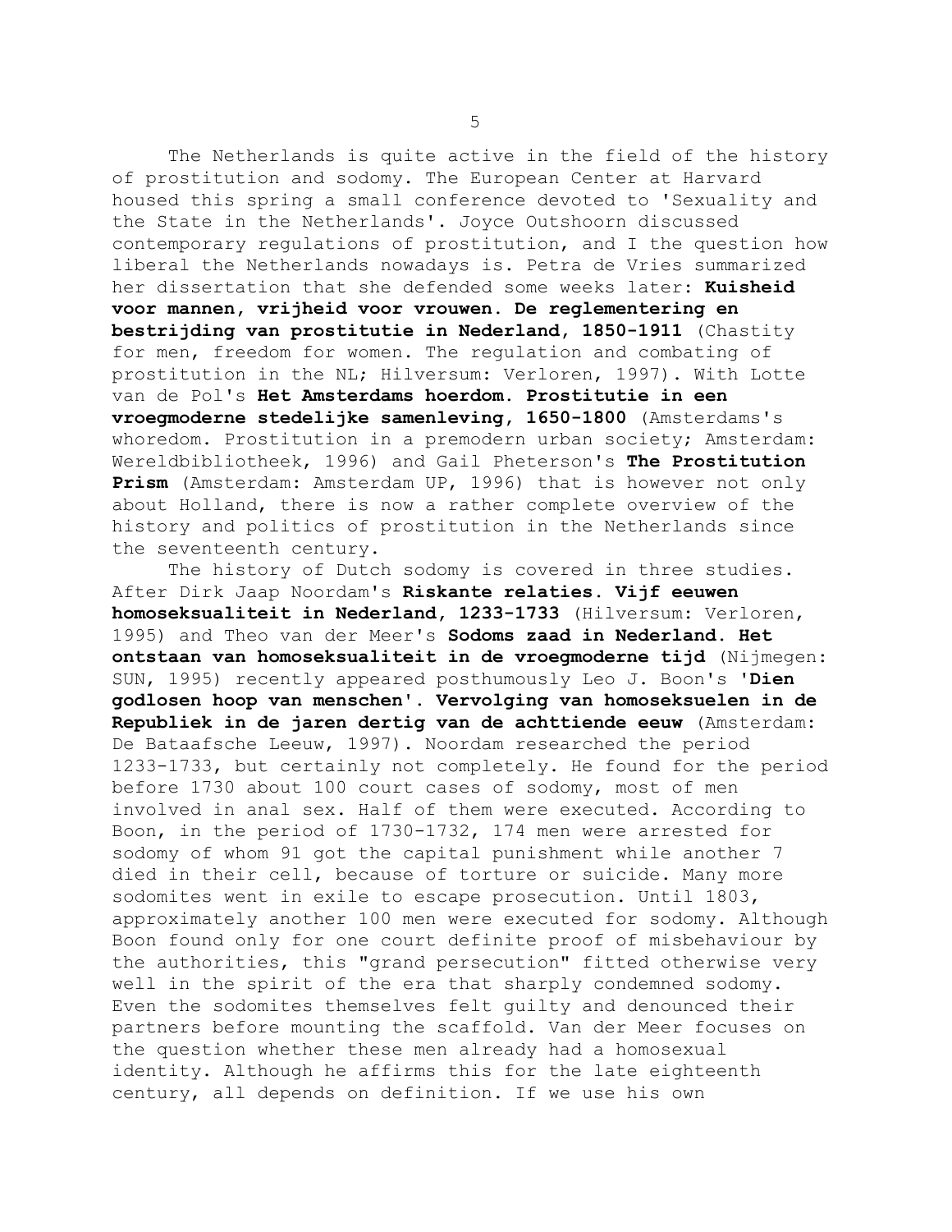The Netherlands is quite active in the field of the history of prostitution and sodomy. The European Center at Harvard housed this spring a small conference devoted to 'Sexuality and the State in the Netherlands'. Joyce Outshoorn discussed contemporary regulations of prostitution, and I the question how liberal the Netherlands nowadays is. Petra de Vries summarized her dissertation that she defended some weeks later: **Kuisheid voor mannen, vrijheid voor vrouwen. De reglementering en bestrijding van prostitutie in Nederland, 1850-1911** (Chastity for men, freedom for women. The regulation and combating of prostitution in the NL; Hilversum: Verloren, 1997). With Lotte van de Pol's **Het Amsterdams hoerdom. Prostitutie in een vroegmoderne stedelijke samenleving, 1650-1800** (Amsterdams's whoredom. Prostitution in a premodern urban society; Amsterdam: Wereldbibliotheek, 1996) and Gail Pheterson's **The Prostitution Prism** (Amsterdam: Amsterdam UP, 1996) that is however not only about Holland, there is now a rather complete overview of the history and politics of prostitution in the Netherlands since the seventeenth century.

The history of Dutch sodomy is covered in three studies. After Dirk Jaap Noordam's **Riskante relaties. Vijf eeuwen homoseksualiteit in Nederland, 1233-1733** (Hilversum: Verloren, 1995) and Theo van der Meer's **Sodoms zaad in Nederland. Het ontstaan van homoseksualiteit in de vroegmoderne tijd** (Nijmegen: SUN, 1995) recently appeared posthumously Leo J. Boon's **'Dien godlosen hoop van menschen'. Vervolging van homoseksuelen in de Republiek in de jaren dertig van de achttiende eeuw** (Amsterdam: De Bataafsche Leeuw, 1997). Noordam researched the period 1233-1733, but certainly not completely. He found for the period before 1730 about 100 court cases of sodomy, most of men involved in anal sex. Half of them were executed. According to Boon, in the period of 1730-1732, 174 men were arrested for sodomy of whom 91 got the capital punishment while another 7 died in their cell, because of torture or suicide. Many more sodomites went in exile to escape prosecution. Until 1803, approximately another 100 men were executed for sodomy. Although Boon found only for one court definite proof of misbehaviour by the authorities, this "grand persecution" fitted otherwise very well in the spirit of the era that sharply condemned sodomy. Even the sodomites themselves felt guilty and denounced their partners before mounting the scaffold. Van der Meer focuses on the question whether these men already had a homosexual identity. Although he affirms this for the late eighteenth century, all depends on definition. If we use his own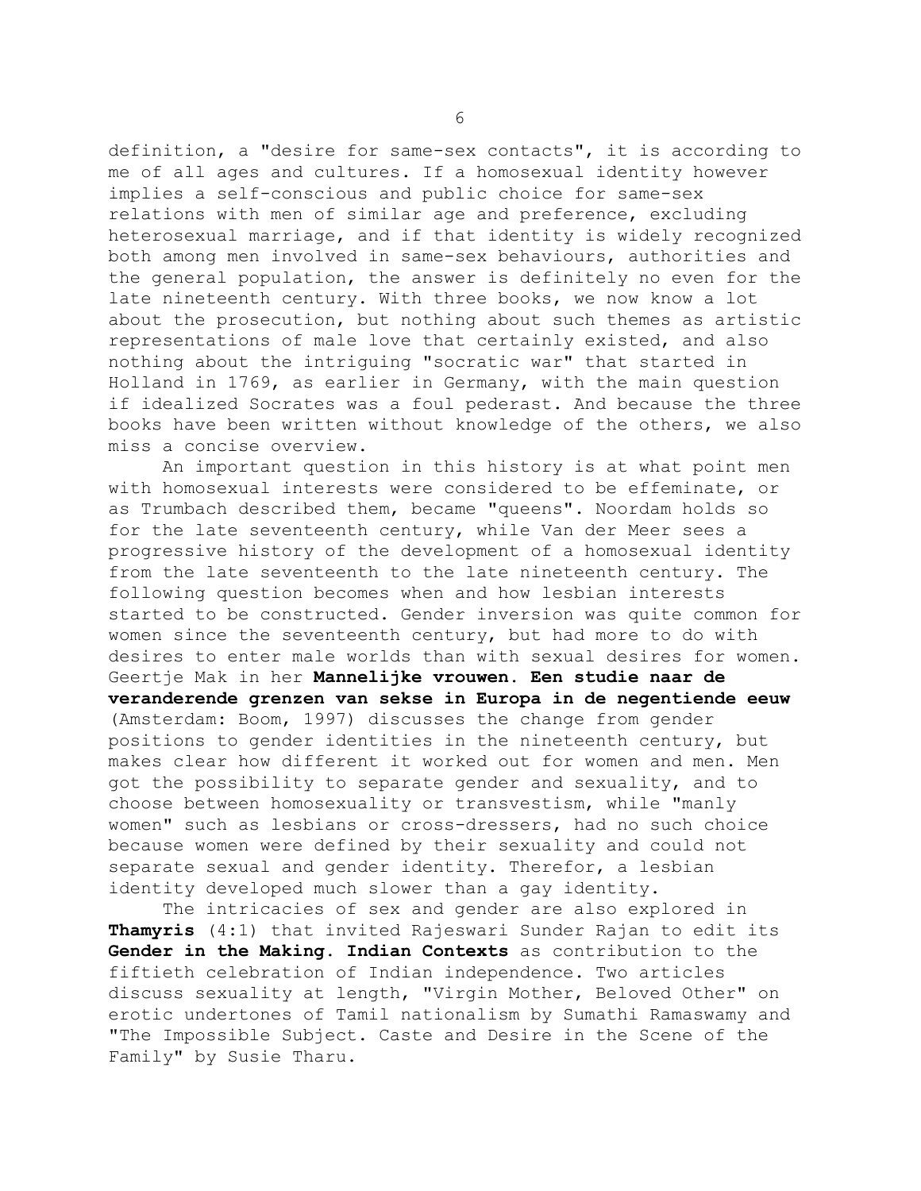definition, a "desire for same-sex contacts", it is according to me of all ages and cultures. If a homosexual identity however implies a self-conscious and public choice for same-sex relations with men of similar age and preference, excluding heterosexual marriage, and if that identity is widely recognized both among men involved in same-sex behaviours, authorities and the general population, the answer is definitely no even for the late nineteenth century. With three books, we now know a lot about the prosecution, but nothing about such themes as artistic representations of male love that certainly existed, and also nothing about the intriguing "socratic war" that started in Holland in 1769, as earlier in Germany, with the main question if idealized Socrates was a foul pederast. And because the three books have been written without knowledge of the others, we also miss a concise overview.

An important question in this history is at what point men with homosexual interests were considered to be effeminate, or as Trumbach described them, became "queens". Noordam holds so for the late seventeenth century, while Van der Meer sees a progressive history of the development of a homosexual identity from the late seventeenth to the late nineteenth century. The following question becomes when and how lesbian interests started to be constructed. Gender inversion was quite common for women since the seventeenth century, but had more to do with desires to enter male worlds than with sexual desires for women. Geertje Mak in her **Mannelijke vrouwen. Een studie naar de veranderende grenzen van sekse in Europa in de negentiende eeuw** (Amsterdam: Boom, 1997) discusses the change from gender positions to gender identities in the nineteenth century, but makes clear how different it worked out for women and men. Men got the possibility to separate gender and sexuality, and to choose between homosexuality or transvestism, while "manly women" such as lesbians or cross-dressers, had no such choice because women were defined by their sexuality and could not separate sexual and gender identity. Therefor, a lesbian identity developed much slower than a gay identity.

The intricacies of sex and gender are also explored in **Thamyris** (4:1) that invited Rajeswari Sunder Rajan to edit its **Gender in the Making. Indian Contexts** as contribution to the fiftieth celebration of Indian independence. Two articles discuss sexuality at length, "Virgin Mother, Beloved Other" on erotic undertones of Tamil nationalism by Sumathi Ramaswamy and "The Impossible Subject. Caste and Desire in the Scene of the Family" by Susie Tharu.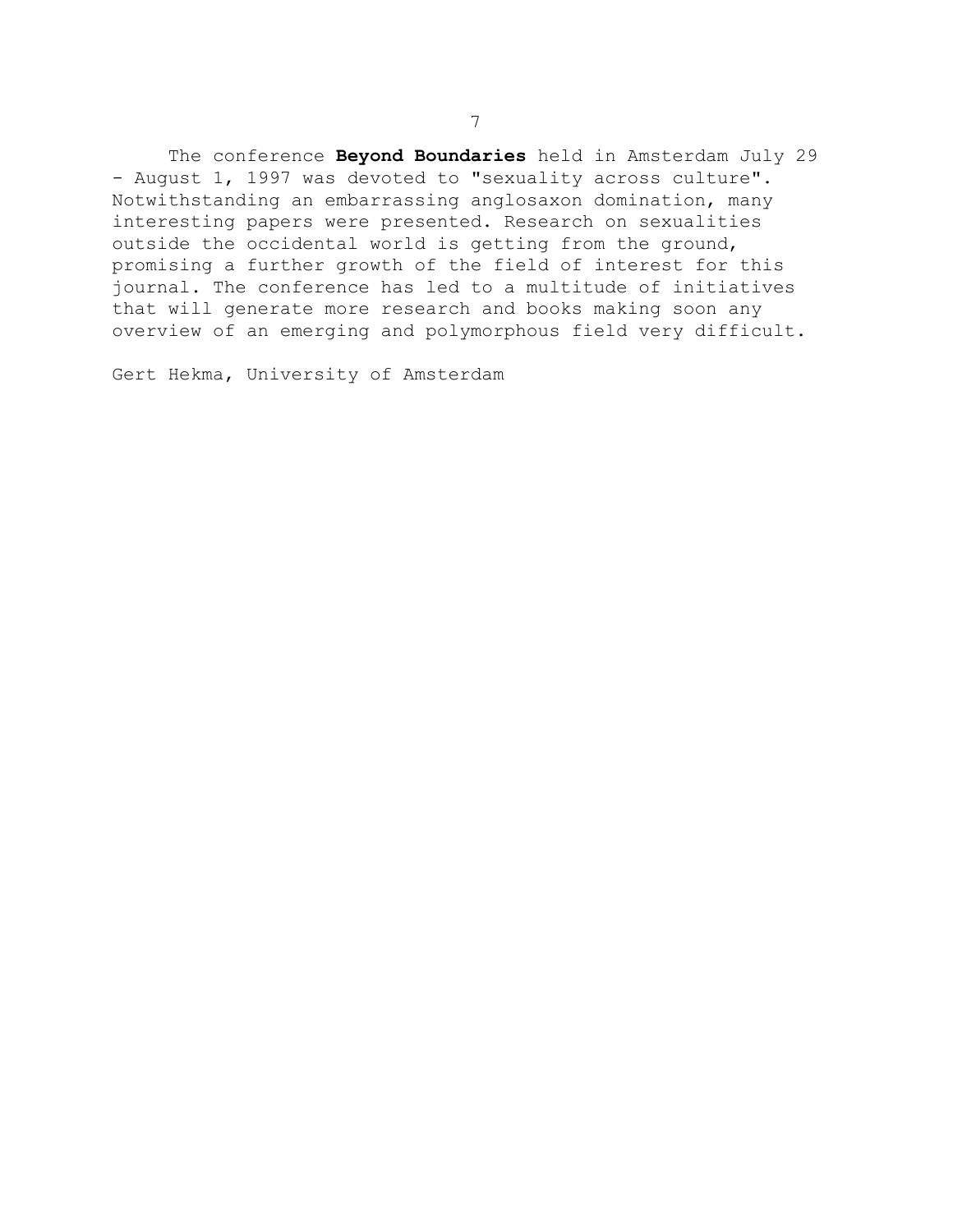The conference **Beyond Boundaries** held in Amsterdam July 29 - August 1, 1997 was devoted to "sexuality across culture". Notwithstanding an embarrassing anglosaxon domination, many interesting papers were presented. Research on sexualities outside the occidental world is getting from the ground, promising a further growth of the field of interest for this journal. The conference has led to a multitude of initiatives that will generate more research and books making soon any overview of an emerging and polymorphous field very difficult.

Gert Hekma, University of Amsterdam